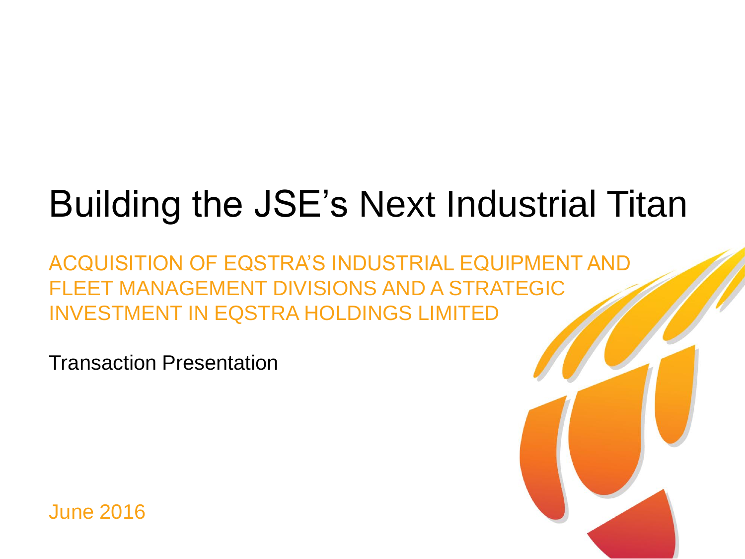# Building the JSE's Next Industrial Titan

ACQUISITION OF EQSTRA'S INDUSTRIAL EQUIPMENT AND FLEET MANAGEMENT DIVISIONS AND A STRATEGIC INVESTMENT IN EQSTRA HOLDINGS LIMITED

Transaction Presentation

June 2016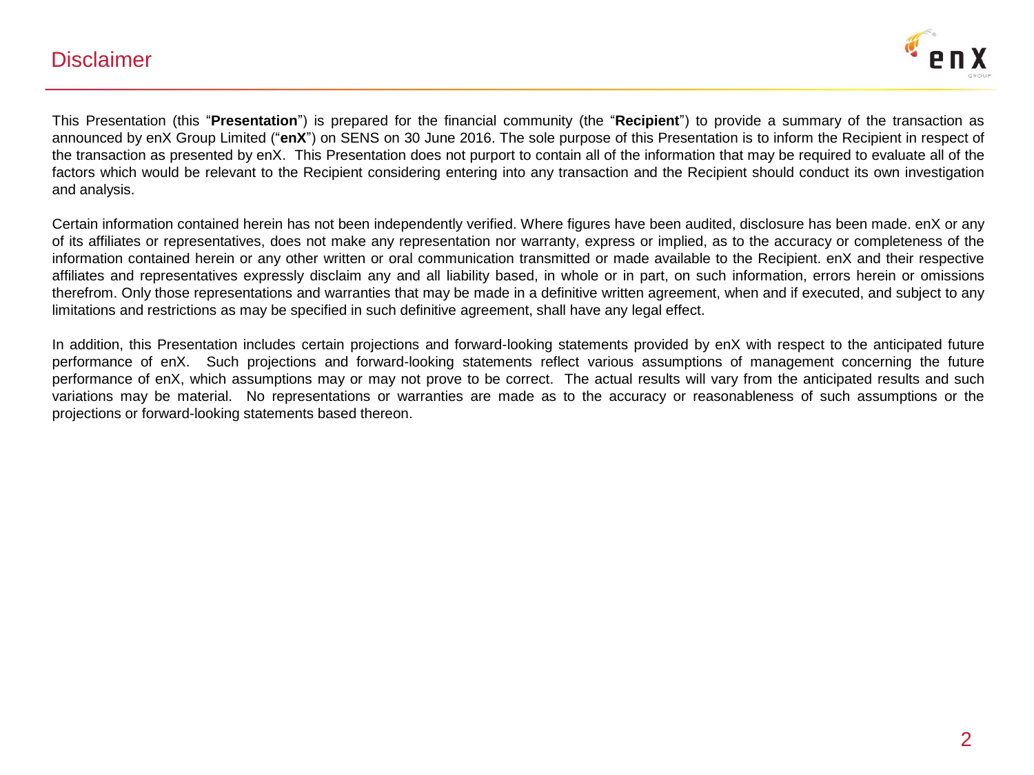# Disclaimer

This Presentation (this "**Presentation**") is prepared for the financial community (the "**Recipient**") to provide a summary of the transaction as announced by enX Group Limited ("**enX**") on SENS on 30 June 2016. The sole purpose of this Presentation is to inform the Recipient in respect of the transaction as presented by enX. This Presentation does not purport to contain all of the information that may be required to evaluate all of the factors which would be relevant to the Recipient considering entering into any transaction and the Recipient should conduct its own investigation and analysis.

Certain information contained herein has not been independently verified. Where figures have been audited, disclosure has been made. enX or any of its affiliates or representatives, does not make any representation nor warranty, express or implied, as to the accuracy or completeness of the information contained herein or any other written or oral communication transmitted or made available to the Recipient. enX and their respective affiliates and representatives expressly disclaim any and all liability based, in whole or in part, on such information, errors herein or omissions therefrom. Only those representations and warranties that may be made in a definitive written agreement, when and if executed, and subject to any limitations and restrictions as may be specified in such definitive agreement, shall have any legal effect.

In addition, this Presentation includes certain projections and forward-looking statements provided by enX with respect to the anticipated future performance of enX. Such projections and forward-looking statements reflect various assumptions of management concerning the future performance of enX, which assumptions may or may not prove to be correct. The actual results will vary from the anticipated results and such variations may be material. No representations or warranties are made as to the accuracy or reasonableness of such assumptions or the projections or forward-looking statements based thereon.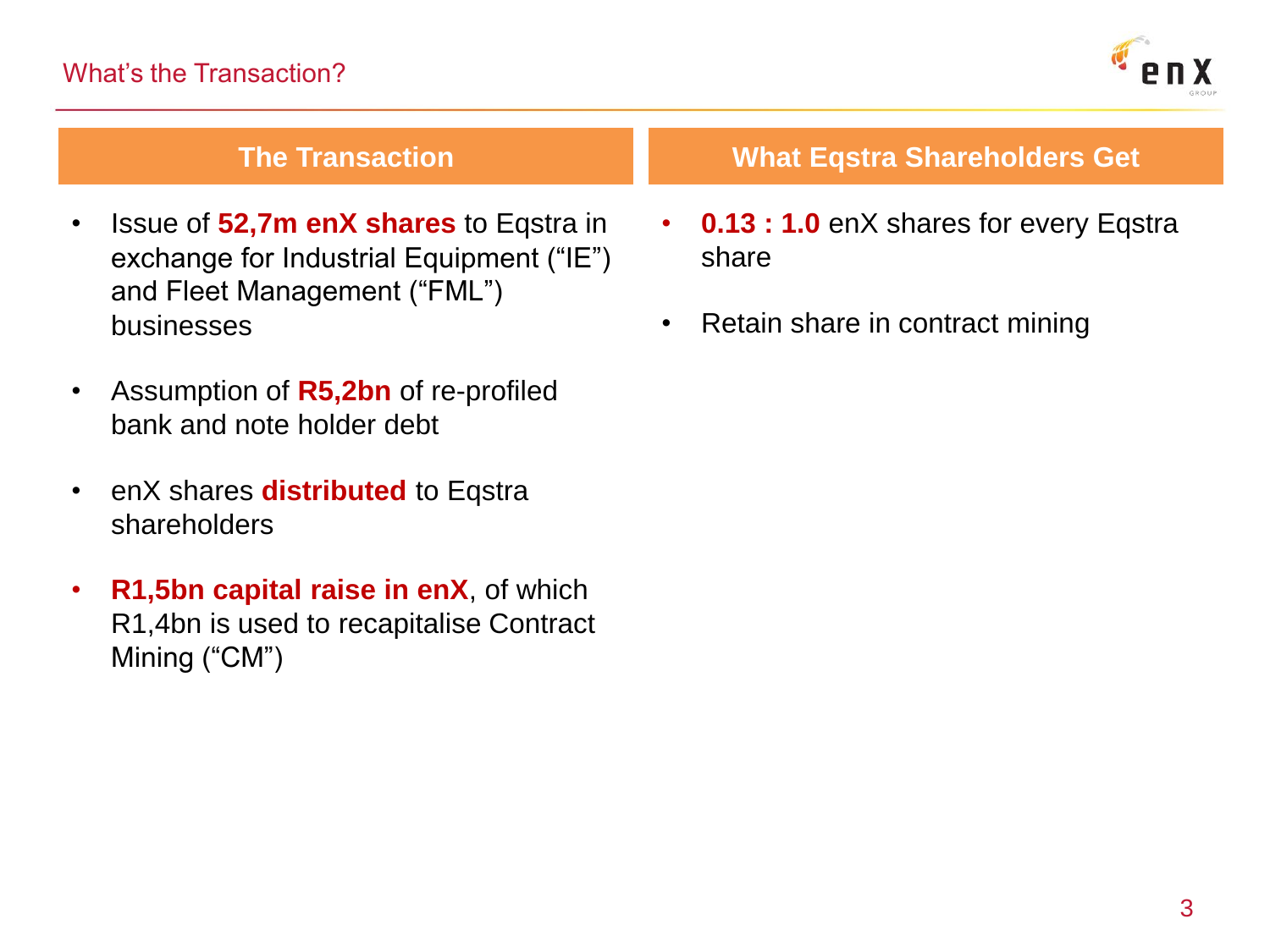# What's the Transaction?

## The Transaction

- Issue of **52,7m enX shares** to Eqstra in exchange for Industrial Equipment ("IE") and Fleet Management ("FML") businesses
- Assumption of **R5,2bn** of re-profiled bank and note holder debt
- enX shares **distributed** to Eqstra shareholders
- **R1,5bn capital raise in enX**, of which R1,4bn is used to recapitalise Contract Mining ("CM")

## What Eqstra Shareholders Get

- **0.13 : 1.0** enX shares for every Eqstra share
- Retain share in contract mining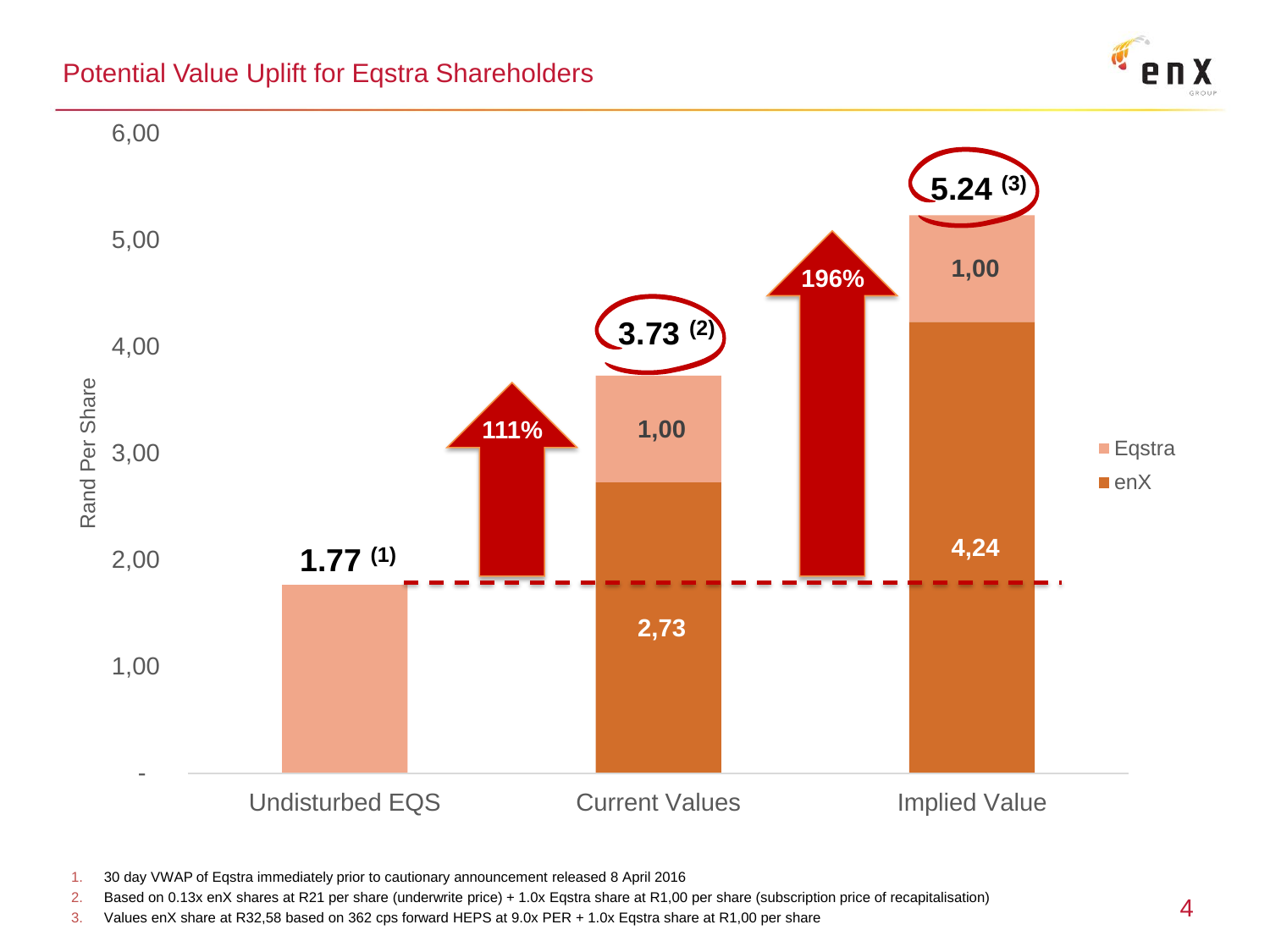# Potential Value Uplift for Eqstra Shareholders

| | Undisturbed EQS | Current Values | Implied Value |
|---|---|---|---|
| Eqstra | 1.77 (1) | 1,00 | 1,00 |
| enX | | 2,73 | 4,24 |
| Total | 1.77 (1) | 3.73 (2) | 5.24 (3) |
| Uplift | | 111% | 196% |

Rand Per Share

1. 30 day VWAP of Eqstra immediately prior to cautionary announcement released 8 April 2016
2. Based on 0.13x enX shares at R21 per share (underwrite price) + 1.0x Eqstra share at R1,00 per share (subscription price of recapitalisation)
3. Values enX share at R32,58 based on 362 cps forward HEPS at 9.0x PER + 1.0x Eqstra share at R1,00 per share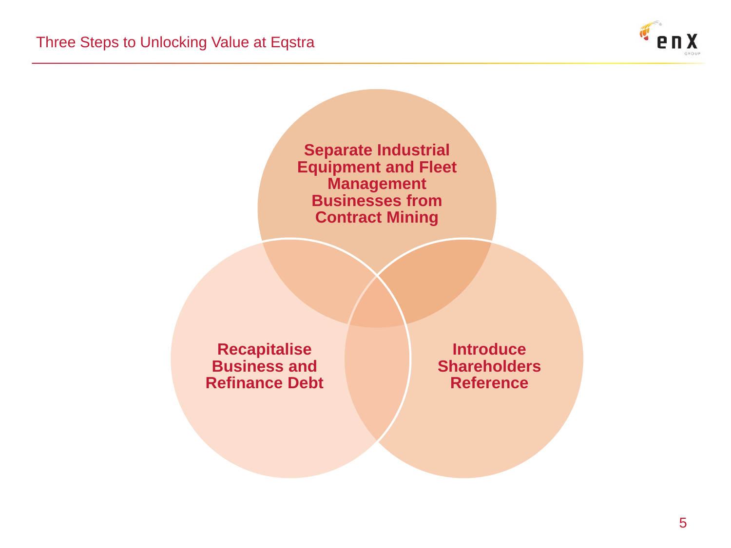# Three Steps to Unlocking Value at Eqstra

**Separate Industrial Equipment and Fleet Management Businesses from Contract Mining**

**Recapitalise Business and Refinance Debt**

**Introduce Shareholders Reference**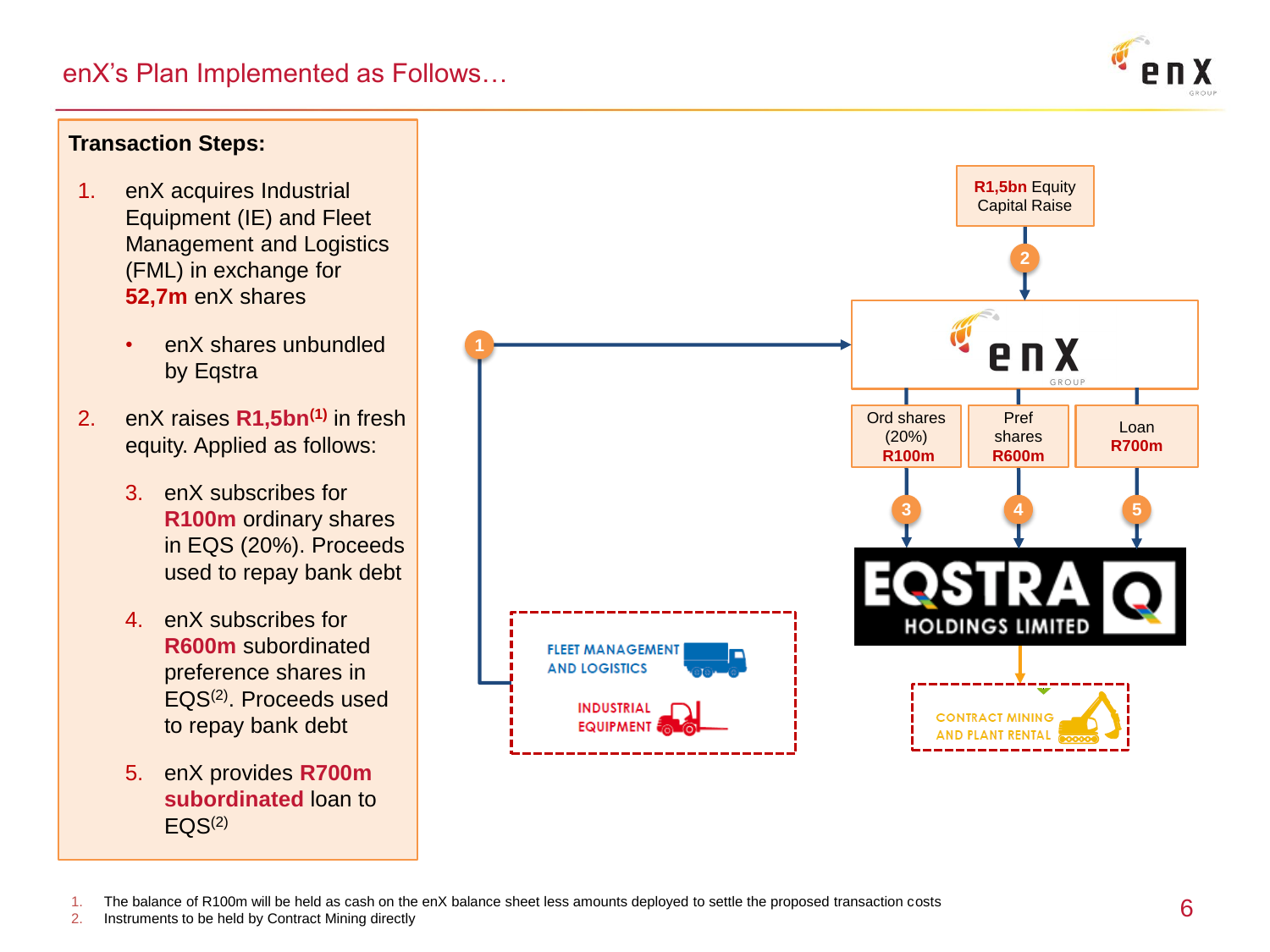# enX's Plan Implemented as Follows…

**Transaction Steps:**

1. enX acquires Industrial Equipment (IE) and Fleet Management and Logistics (FML) in exchange for **52,7m** enX shares
   - enX shares unbundled by Eqstra
2. enX raises **R1,5bn**[(1)] in fresh equity. Applied as follows:
   3. enX subscribes for **R100m** ordinary shares in EQS (20%). Proceeds used to repay bank debt
   4. enX subscribes for **R600m** subordinated preference shares in EQS[(2)]. Proceeds used to repay bank debt
   5. enX provides **R700m subordinated** loan to EQS[(2)]

**R1,5bn** Equity Capital Raise

2 → enX GROUP

1 → enX GROUP (from FLEET MANAGEMENT AND LOGISTICS / INDUSTRIAL EQUIPMENT)

| Ord shares (20%) **R100m** | Pref shares **R600m** | Loan **R700m** |
|---|---|---|
| 3 | 4 | 5 |

EQSTRA HOLDINGS LIMITED → CONTRACT MINING AND PLANT RENTAL

1. The balance of R100m will be held as cash on the enX balance sheet less amounts deployed to settle the proposed transaction costs
2. Instruments to be held by Contract Mining directly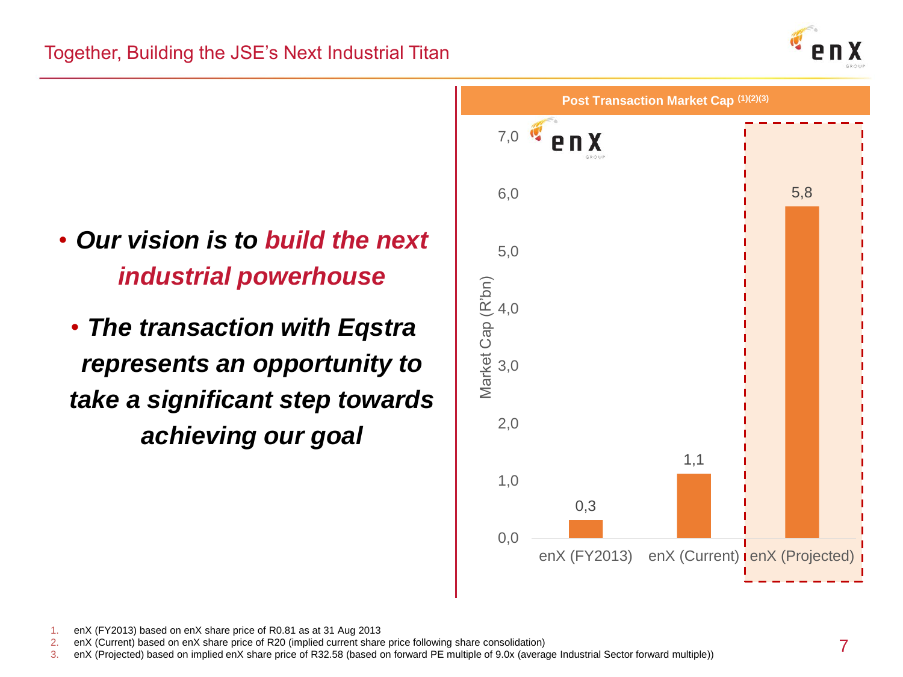# Together, Building the JSE's Next Industrial Titan

- ***Our vision is to build the next industrial powerhouse***
  - ***The transaction with Eqstra represents an opportunity to take a significant step towards achieving our goal***

**Post Transaction Market Cap [(1)(2)(3)]**

| | Market Cap (R'bn) |
|---|---|
| enX (FY2013) | 0,3 |
| enX (Current) | 1,1 |
| enX (Projected) | 5,8 |

1. enX (FY2013) based on enX share price of R0.81 as at 31 Aug 2013
2. enX (Current) based on enX share price of R20 (implied current share price following share consolidation)
3. enX (Projected) based on implied enX share price of R32.58 (based on forward PE multiple of 9.0x (average Industrial Sector forward multiple))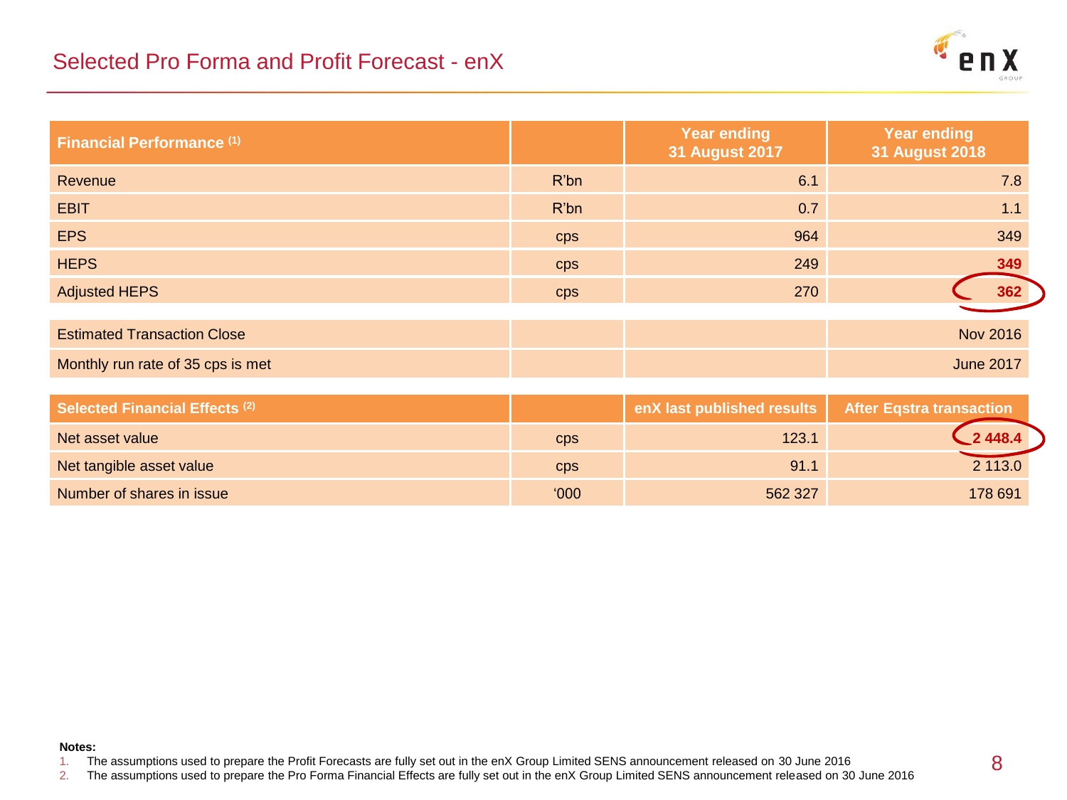# Selected Pro Forma and Profit Forecast - enX

| Financial Performance [1] | | Year ending 31 August 2017 | Year ending 31 August 2018 |
|---|---|---|---|
| Revenue | R'bn | 6.1 | 7.8 |
| EBIT | R'bn | 0.7 | 1.1 |
| EPS | cps | 964 | 349 |
| HEPS | cps | 249 | **349** |
| Adjusted HEPS | cps | 270 | **362** |
| Estimated Transaction Close | | | Nov 2016 |
| Monthly run rate of 35 cps is met | | | June 2017 |

| Selected Financial Effects [2] | | enX last published results | After Eqstra transaction |
|---|---|---|---|
| Net asset value | cps | 123.1 | **2 448.4** |
| Net tangible asset value | cps | 91.1 | 2 113.0 |
| Number of shares in issue | '000 | 562 327 | 178 691 |

**Notes:**

1. The assumptions used to prepare the Profit Forecasts are fully set out in the enX Group Limited SENS announcement released on 30 June 2016
2. The assumptions used to prepare the Pro Forma Financial Effects are fully set out in the enX Group Limited SENS announcement released on 30 June 2016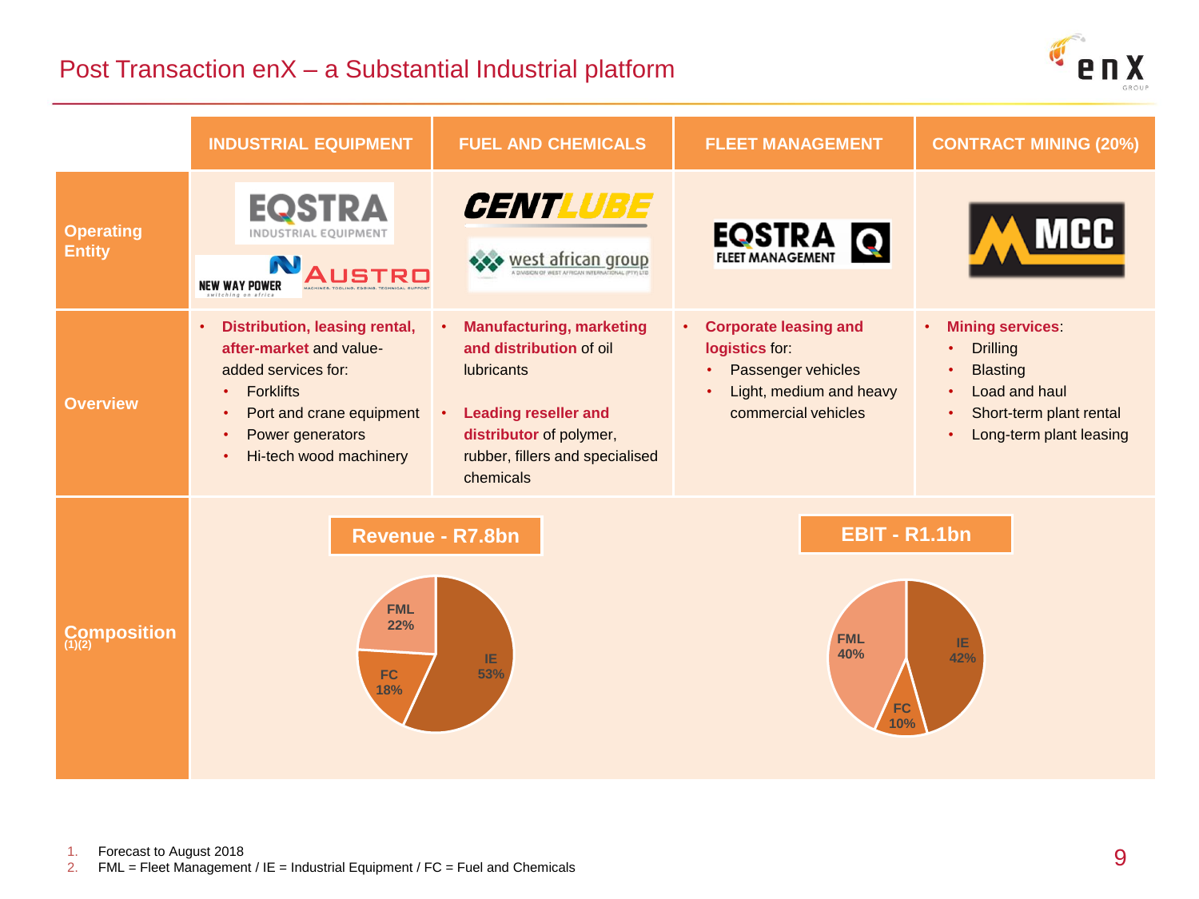# Post Transaction enX – a Substantial Industrial platform

| | INDUSTRIAL EQUIPMENT | FUEL AND CHEMICALS | FLEET MANAGEMENT | CONTRACT MINING (20%) |
|---|---|---|---|---|
| **Operating Entity** | EQSTRA Industrial Equipment; New Way Power; Austro | Centlube; west african group | EQSTRA Fleet Management | MCC |
| **Overview** | • **Distribution, leasing rental, after-market** and value-added services for:<br>• Forklifts<br>• Port and crane equipment<br>• Power generators<br>• Hi-tech wood machinery | • **Manufacturing, marketing and distribution** of oil lubricants<br>• **Leading reseller and distributor** of polymer, rubber, fillers and specialised chemicals | • **Corporate leasing and logistics** for:<br>• Passenger vehicles<br>• Light, medium and heavy commercial vehicles | • **Mining services**:<br>• Drilling<br>• Blasting<br>• Load and haul<br>• Short-term plant rental<br>• Long-term plant leasing |

**Composition (1)(2)**

**Revenue - R7.8bn**

| Segment | Share |
|---|---|
| IE | 53% |
| FML | 22% |
| FC | 18% |

**EBIT - R1.1bn**

| Segment | Share |
|---|---|
| IE | 42% |
| FML | 40% |
| FC | 10% |

1. Forecast to August 2018
2. FML = Fleet Management / IE = Industrial Equipment / FC = Fuel and Chemicals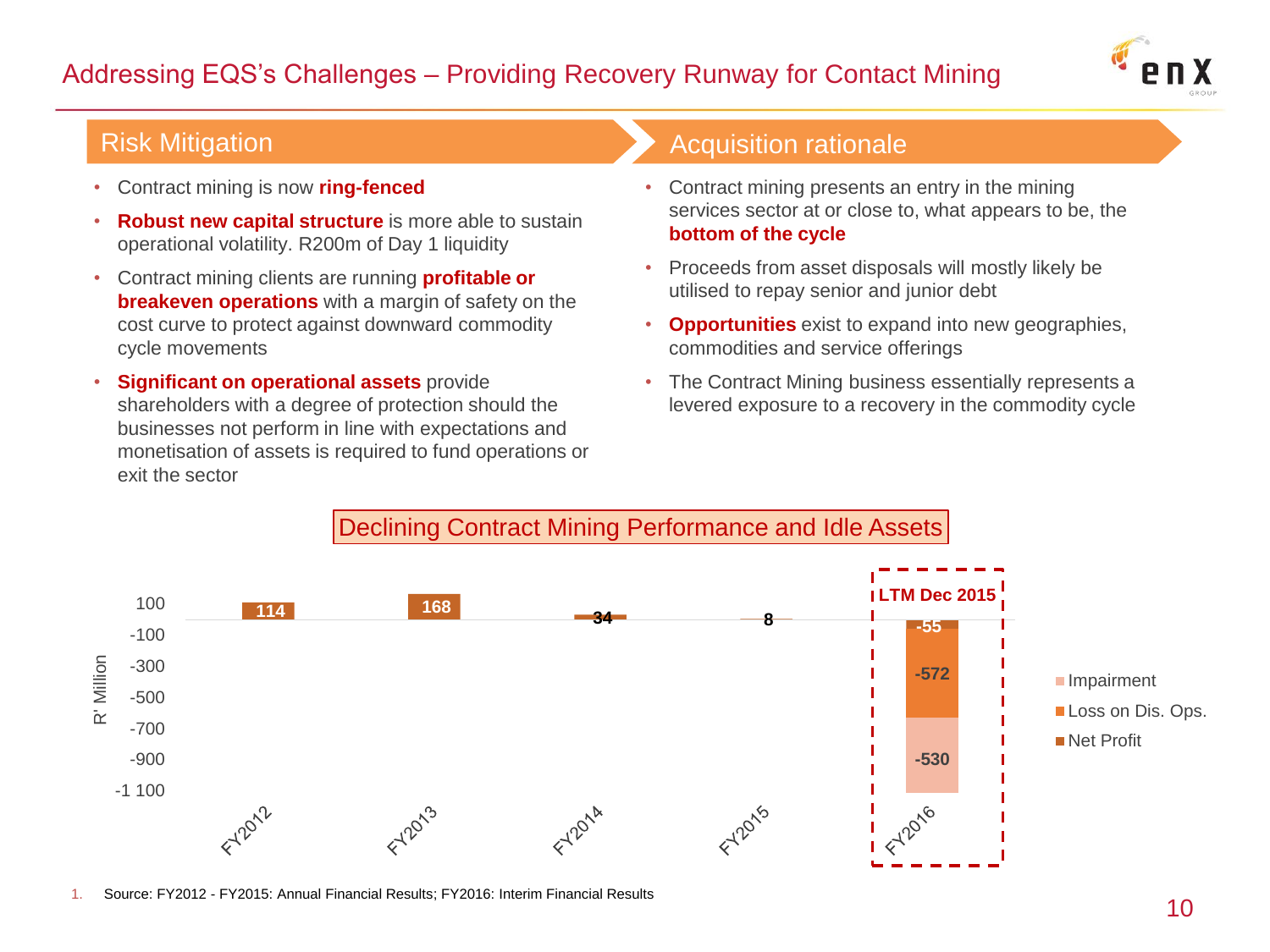# Addressing EQS's Challenges – Providing Recovery Runway for Contact Mining

## Risk Mitigation

- Contract mining is now **ring-fenced**
- **Robust new capital structure** is more able to sustain operational volatility. R200m of Day 1 liquidity
- Contract mining clients are running **profitable or breakeven operations** with a margin of safety on the cost curve to protect against downward commodity cycle movements
- **Significant on operational assets** provide shareholders with a degree of protection should the businesses not perform in line with expectations and monetisation of assets is required to fund operations or exit the sector

## Acquisition rationale

- Contract mining presents an entry in the mining services sector at or close to, what appears to be, the **bottom of the cycle**
- Proceeds from asset disposals will mostly likely be utilised to repay senior and junior debt
- **Opportunities** exist to expand into new geographies, commodities and service offerings
- The Contract Mining business essentially represents a levered exposure to a recovery in the commodity cycle

## Declining Contract Mining Performance and Idle Assets

R' Million

| | Net Profit | Loss on Dis. Ops. | Impairment |
|---|---|---|---|
| FY2012 | 114 | | |
| FY2013 | 168 | | |
| FY2014 | 34 | | |
| FY2015 | 8 | | |
| FY2016 (LTM Dec 2015) | -55 | -572 | -530 |

1. Source: FY2012 - FY2015: Annual Financial Results; FY2016: Interim Financial Results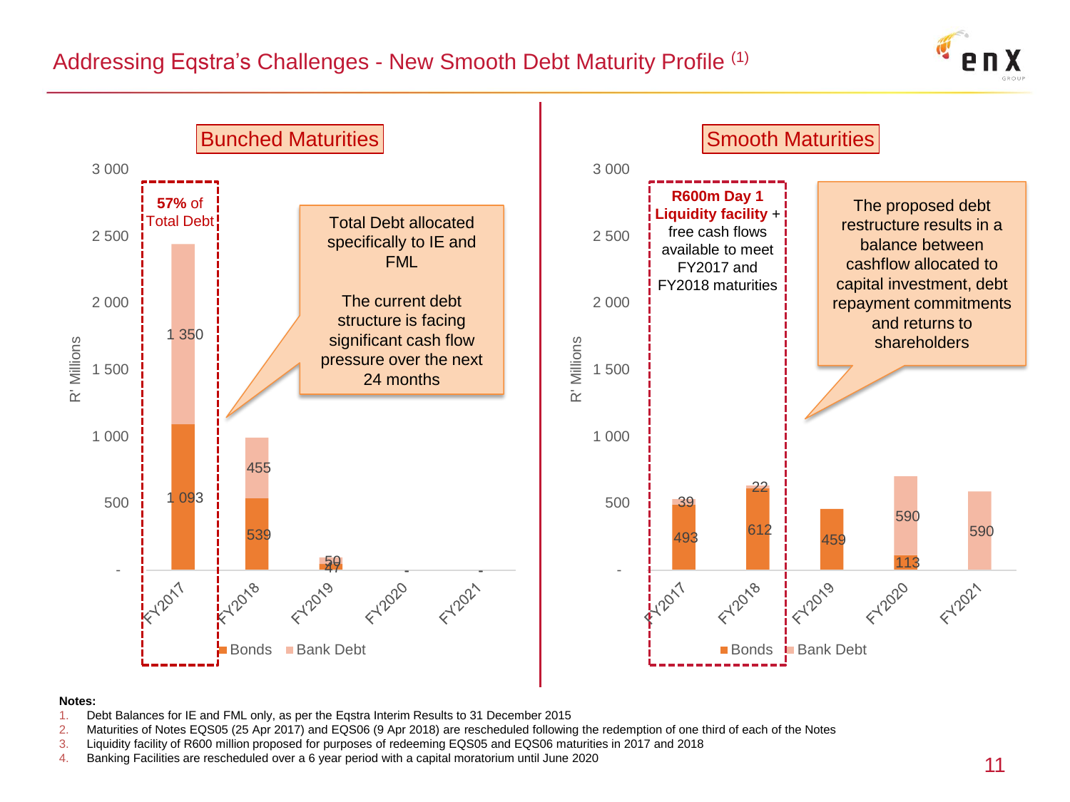# Addressing Eqstra's Challenges - New Smooth Debt Maturity Profile [1]

## Bunched Maturities

57% of Total Debt

Total Debt allocated specifically to IE and FML

The current debt structure is facing significant cash flow pressure over the next 24 months

| R' Millions | FY2017 | FY2018 | FY2019 | FY2020 | FY2021 |
|---|---|---|---|---|---|
| Bonds | 1 093 | 539 | 47 | - | - |
| Bank Debt | 1 350 | 455 | 50 | | |

## Smooth Maturities

**R600m Day 1 Liquidity facility** + free cash flows available to meet FY2017 and FY2018 maturities

The proposed debt restructure results in a balance between cashflow allocated to capital investment, debt repayment commitments and returns to shareholders

| R' Millions | FY2017 | FY2018 | FY2019 | FY2020 | FY2021 |
|---|---|---|---|---|---|
| Bonds | 493 | 612 | 459 | 113 | |
| Bank Debt | 39 | 22 | | 590 | 590 |

**Notes:**

1. Debt Balances for IE and FML only, as per the Eqstra Interim Results to 31 December 2015
2. Maturities of Notes EQS05 (25 Apr 2017) and EQS06 (9 Apr 2018) are rescheduled following the redemption of one third of each of the Notes
3. Liquidity facility of R600 million proposed for purposes of redeeming EQS05 and EQS06 maturities in 2017 and 2018
4. Banking Facilities are rescheduled over a 6 year period with a capital moratorium until June 2020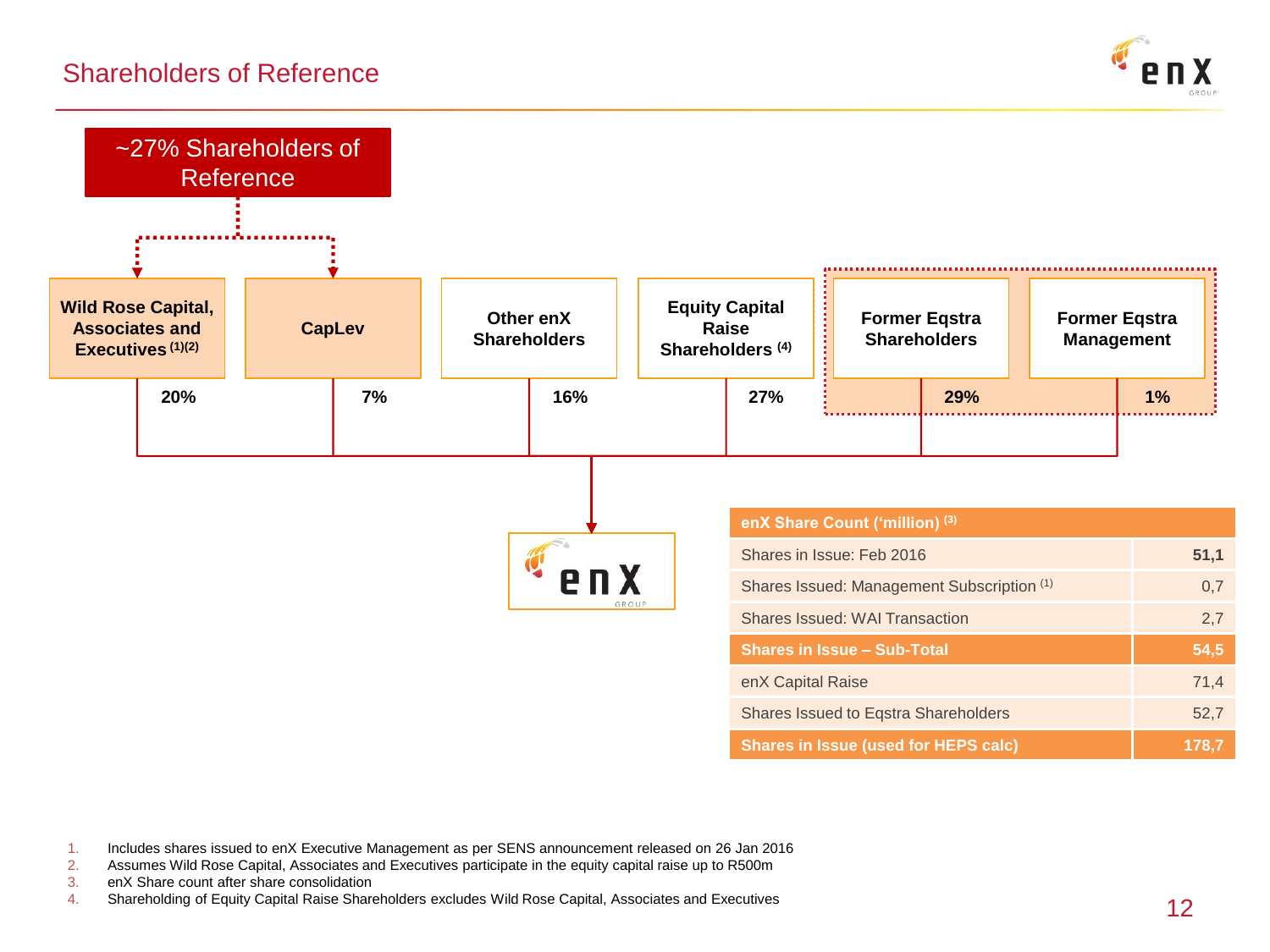# Shareholders of Reference

**~27% Shareholders of Reference**

| Shareholder | Shareholding |
|---|---|
| **Wild Rose Capital, Associates and Executives** [1][2] | **20%** |
| **CapLev** | **7%** |
| **Other enX Shareholders** | **16%** |
| **Equity Capital Raise Shareholders** [4] | **27%** |
| **Former Eqstra Shareholders** | **29%** |
| **Former Eqstra Management** | **1%** |

| enX Share Count ('million) [3] | |
|---|---|
| Shares in Issue: Feb 2016 | **51,1** |
| Shares Issued: Management Subscription [1] | 0,7 |
| Shares Issued: WAI Transaction | 2,7 |
| **Shares in Issue – Sub-Total** | **54,5** |
| enX Capital Raise | 71,4 |
| Shares Issued to Eqstra Shareholders | 52,7 |
| **Shares in Issue (used for HEPS calc)** | **178,7** |

1. Includes shares issued to enX Executive Management as per SENS announcement released on 26 Jan 2016
2. Assumes Wild Rose Capital, Associates and Executives participate in the equity capital raise up to R500m
3. enX Share count after share consolidation
4. Shareholding of Equity Capital Raise Shareholders excludes Wild Rose Capital, Associates and Executives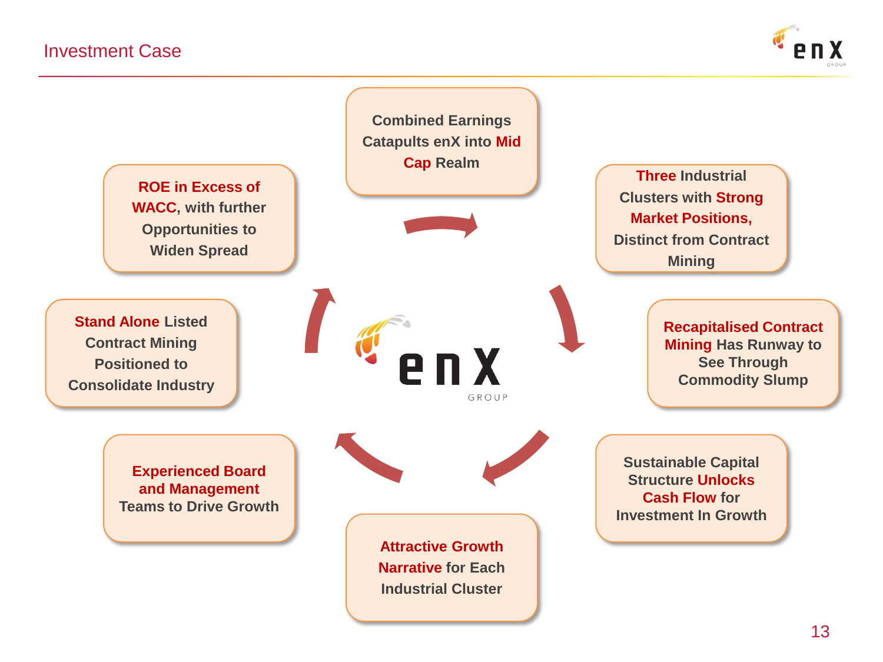# Investment Case

- **Combined Earnings Catapults enX into Mid Cap Realm**
- **Three Industrial Clusters with Strong Market Positions, Distinct from Contract Mining**
- **Recapitalised Contract Mining Has Runway to See Through Commodity Slump**
- **Sustainable Capital Structure Unlocks Cash Flow for Investment In Growth**
- **Attractive Growth Narrative for Each Industrial Cluster**
- **Experienced Board and Management Teams to Drive Growth**
- **Stand Alone Listed Contract Mining Positioned to Consolidate Industry**
- **ROE in Excess of WACC, with further Opportunities to Widen Spread**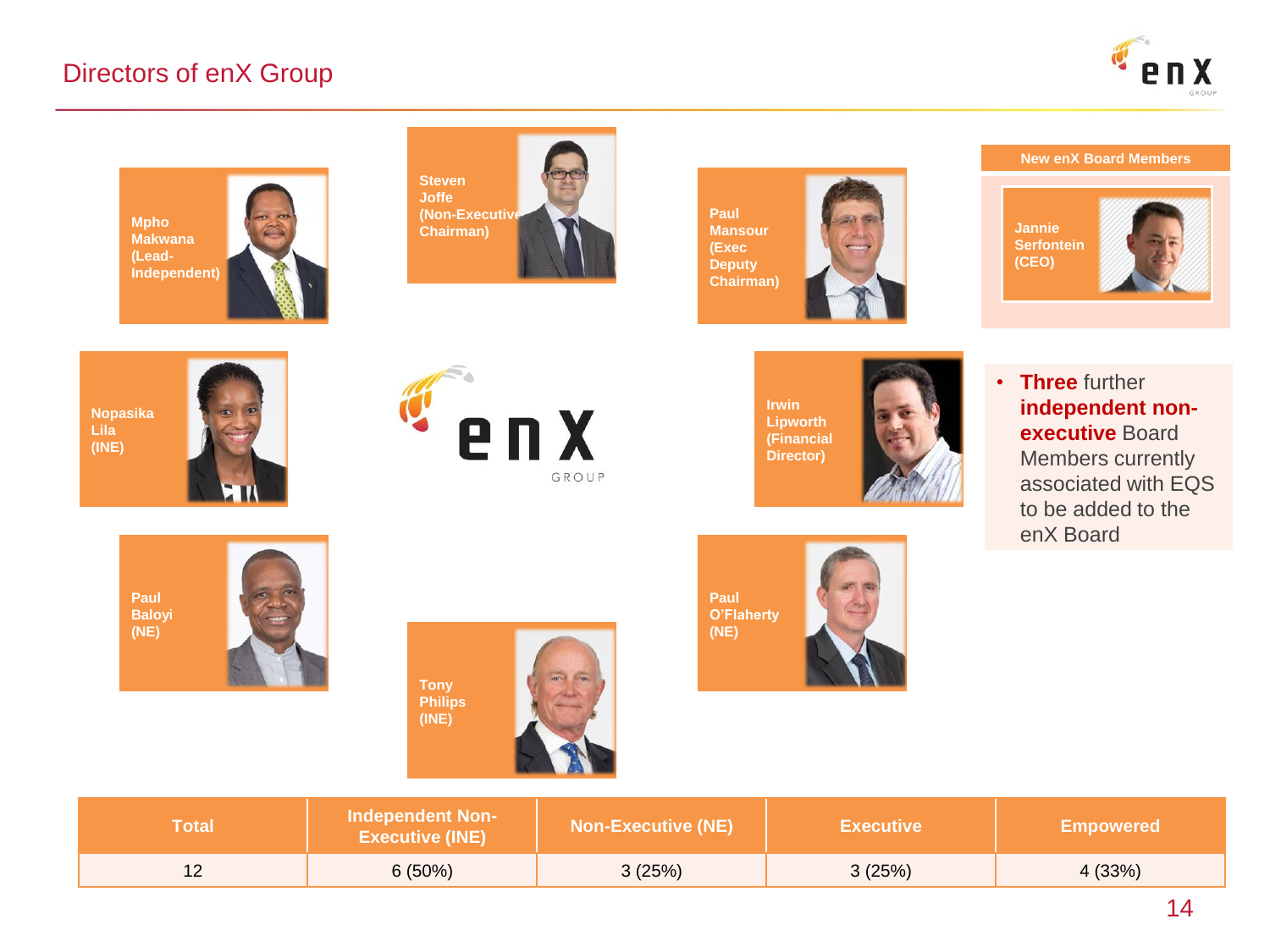# Directors of enX Group

Mpho Makwana (Lead-Independent)

Steven Joffe (Non-Executive Chairman)

Paul Mansour (Exec Deputy Chairman)

Nopasika Lila (INE)

Irwin Lipworth (Financial Director)

Paul Baloyi (NE)

Tony Philips (INE)

Paul O'Flaherty (NE)

**New enX Board Members**

Jannie Serfontein (CEO)

- **Three** further **independent non-executive** Board Members currently associated with EQS to be added to the enX Board

| Total | Independent Non-Executive (INE) | Non-Executive (NE) | Executive | Empowered |
|---|---|---|---|---|
| 12 | 6 (50%) | 3 (25%) | 3 (25%) | 4 (33%) |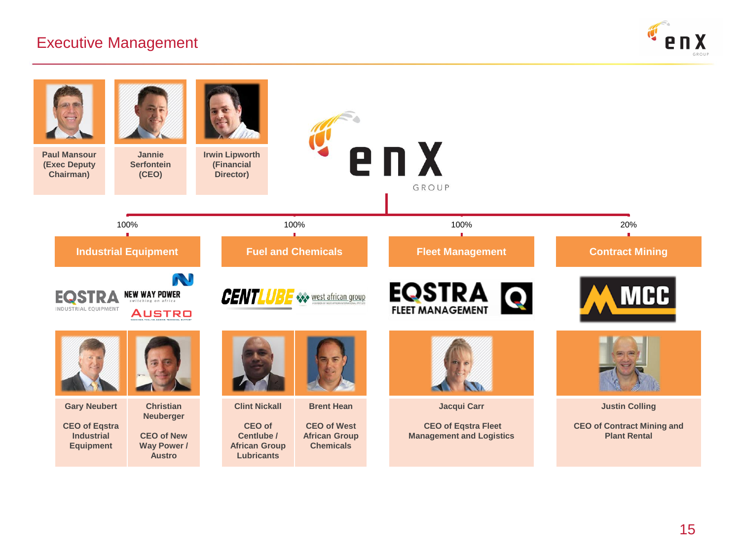# Executive Management

- Paul Mansour (Exec Deputy Chairman)
- Jannie Serfontein (CEO)
- Irwin Lipworth (Financial Director)

enX GROUP

| Industrial Equipment (100%) | Fuel and Chemicals (100%) | Fleet Management (100%) | Contract Mining (20%) |
|---|---|---|---|
| EQSTRA INDUSTRIAL EQUIPMENT; NEW WAY POWER switching on africa; AUSTRO | CENTLUBE; west african group | EQSTRA FLEET MANAGEMENT | MCC |
| **Gary Neubert** – CEO of Eqstra Industrial Equipment | **Clint Nickall** – CEO of Centlube / African Group Lubricants | **Jacqui Carr** – CEO of Eqstra Fleet Management and Logistics | **Justin Colling** – CEO of Contract Mining and Plant Rental |
| **Christian Neuberger** – CEO of New Way Power / Austro | **Brent Hean** – CEO of West African Group Chemicals | | |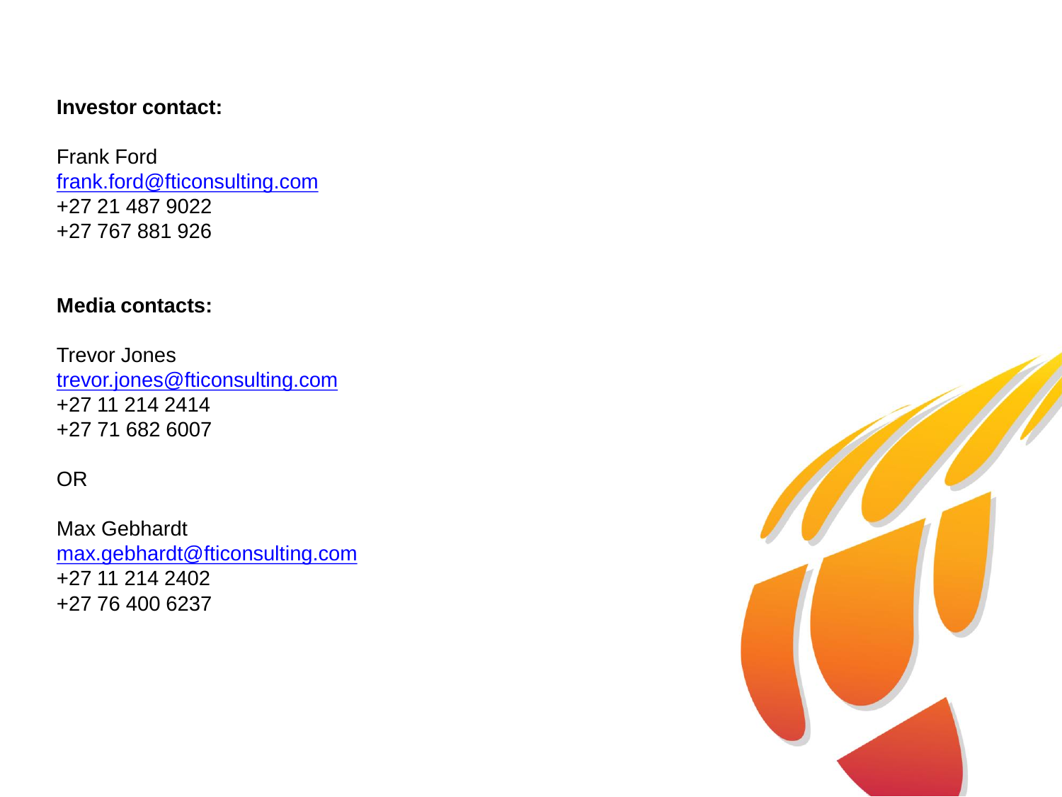**Investor contact:**

Frank Ford
frank.ford@fticonsulting.com
+27 21 487 9022
+27 767 881 926

**Media contacts:**

Trevor Jones
trevor.jones@fticonsulting.com
+27 11 214 2414
+27 71 682 6007

OR

Max Gebhardt
max.gebhardt@fticonsulting.com
+27 11 214 2402
+27 76 400 6237